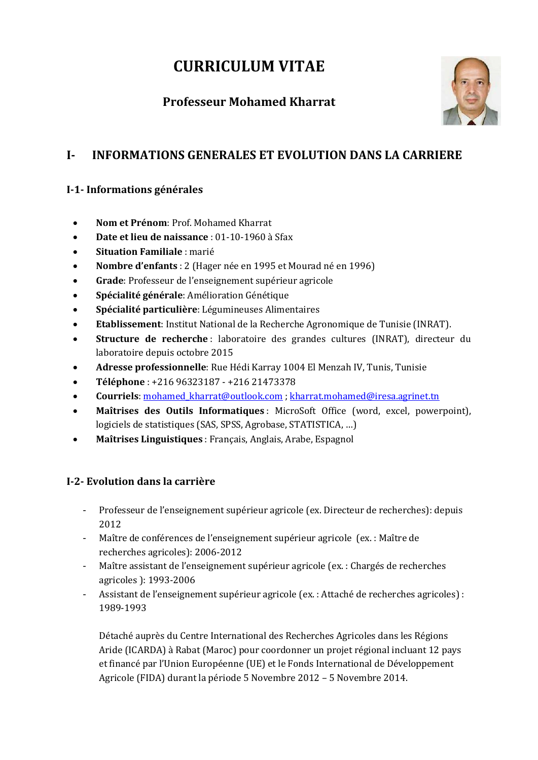# CURRICULUM VITAE

## Professeur Mohamed Kharrat

## I- INFORMATIONS GENERALES ET EVOLUTION DANS LA CARRIERE

### I-1- Informations générales

- **Nom et Prénom**: Prof. Mohamed Kharrat
- **Date et lieu de naissance** : 01-10-1960 à Sfax
- **Situation Familiale** : marié
- **Nombre d'enfants** : 2 (Hager née en 1995 et Mourad né en 1996)
- **Grade**: Professeur de l'enseignement supérieur agricole
- **Spécialité générale**: Amélioration Génétique
- **Spécialité particulière**: Légumineuses Alimentaires
- **Etablissement**: Institut National de la Recherche Agronomique de Tunisie (INRAT).
- **Structure de recherche** : laboratoire des grandes cultures (INRAT), directeur du laboratoire depuis octobre 2015
- **Adresse professionnelle**: Rue Hédi Karray 1004 El Menzah IV, Tunis, Tunisie
- **Téléphone** : +216 96323187 - +216 21473378
- **Courriels**: mohamed_kharrat@outlook.com ; kharrat.mohamed@iresa.agrinet.tn
- **Maîtrises des Outils Informatiques** : MicroSoft Office (word, excel, powerpoint), logiciels de statistiques (SAS, SPSS, Agrobase, STATISTICA, ...)
- **Maîtrises Linguistiques** : Français, Anglais, Arabe, Espagnol

### I-2- Evolution dans la carrière

- Professeur de l'enseignement supérieur agricole (ex. Directeur de recherches): depuis 2012
- Maître de conférences de l'enseignement supérieur agricole (ex. : Maître de recherches agricoles): 2006-2012
- Maître assistant de l'enseignement supérieur agricole (ex. : Chargés de recherches agricoles ): 1993-2006
- Assistant de l'enseignement supérieur agricole (ex. : Attaché de recherches agricoles) : 1989-1993

  Détaché auprès du Centre International des Recherches Agricoles dans les Régions Aride (ICARDA) à Rabat (Maroc) pour coordonner un projet régional incluant 12 pays et financé par l'Union Européenne (UE) et le Fonds International de Développement Agricole (FIDA) durant la période 5 Novembre 2012 – 5 Novembre 2014.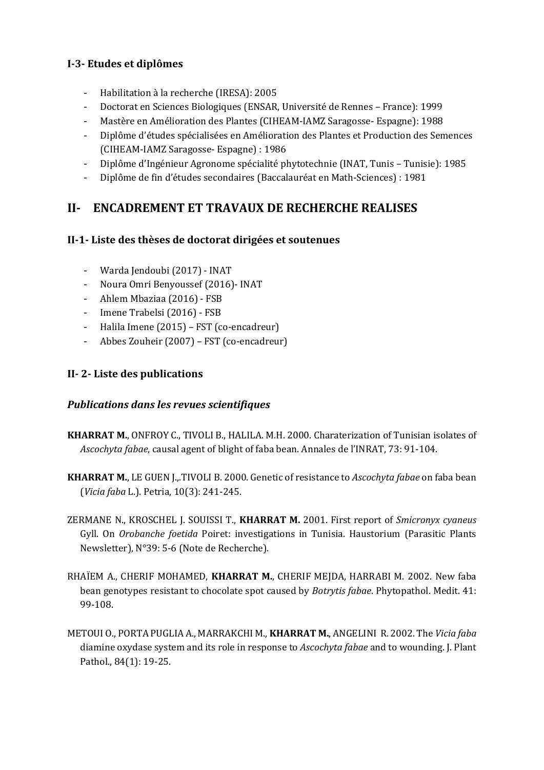### I-3- Etudes et diplômes

- Habilitation à la recherche (IRESA): 2005
- Doctorat en Sciences Biologiques (ENSAR, Université de Rennes – France): 1999
- Mastère en Amélioration des Plantes (CIHEAM-IAMZ Saragosse- Espagne): 1988
- Diplôme d'études spécialisées en Amélioration des Plantes et Production des Semences (CIHEAM-IAMZ Saragosse- Espagne) : 1986
- Diplôme d'Ingénieur Agronome spécialité phytotechnie (INAT, Tunis – Tunisie): 1985
- Diplôme de fin d'études secondaires (Baccalauréat en Math-Sciences) : 1981

## II- ENCADREMENT ET TRAVAUX DE RECHERCHE REALISES

### II-1- Liste des thèses de doctorat dirigées et soutenues

- Warda Jendoubi (2017) - INAT
- Noura Omri Benyoussef (2016)- INAT
- Ahlem Mbaziaa (2016) - FSB
- Imene Trabelsi (2016) - FSB
- Halila Imene (2015) – FST (co-encadreur)
- Abbes Zouheir (2007) – FST (co-encadreur)

### II- 2- Liste des publications

#### *Publications dans les revues scientifiques*

**KHARRAT M.**, ONFROY C., TIVOLI B., HALILA. M.H. 2000. Charaterization of Tunisian isolates of *Ascochyta fabae*, causal agent of blight of faba bean. Annales de l'INRAT, 73: 91-104.

**KHARRAT M.**, LE GUEN J.,.TIVOLI B. 2000. Genetic of resistance to *Ascochyta fabae* on faba bean (*Vicia faba* L.). Petria, 10(3): 241-245.

ZERMANE N., KROSCHEL J. SOUISSI T., **KHARRAT M.** 2001. First report of *Smicronyx cyaneus* Gyll. On *Orobanche foetida* Poiret: investigations in Tunisia. Haustorium (Parasitic Plants Newsletter), N°39: 5-6 (Note de Recherche).

RHAÏEM A., CHERIF MOHAMED, **KHARRAT M.**, CHERIF MEJDA, HARRABI M. 2002. New faba bean genotypes resistant to chocolate spot caused by *Botrytis fabae*. Phytopathol. Medit. 41: 99-108.

METOUI O., PORTA PUGLIA A., MARRAKCHI M., **KHARRAT M.**, ANGELINI R. 2002. The *Vicia faba* diamine oxydase system and its role in response to *Ascochyta fabae* and to wounding. J. Plant Pathol., 84(1): 19-25.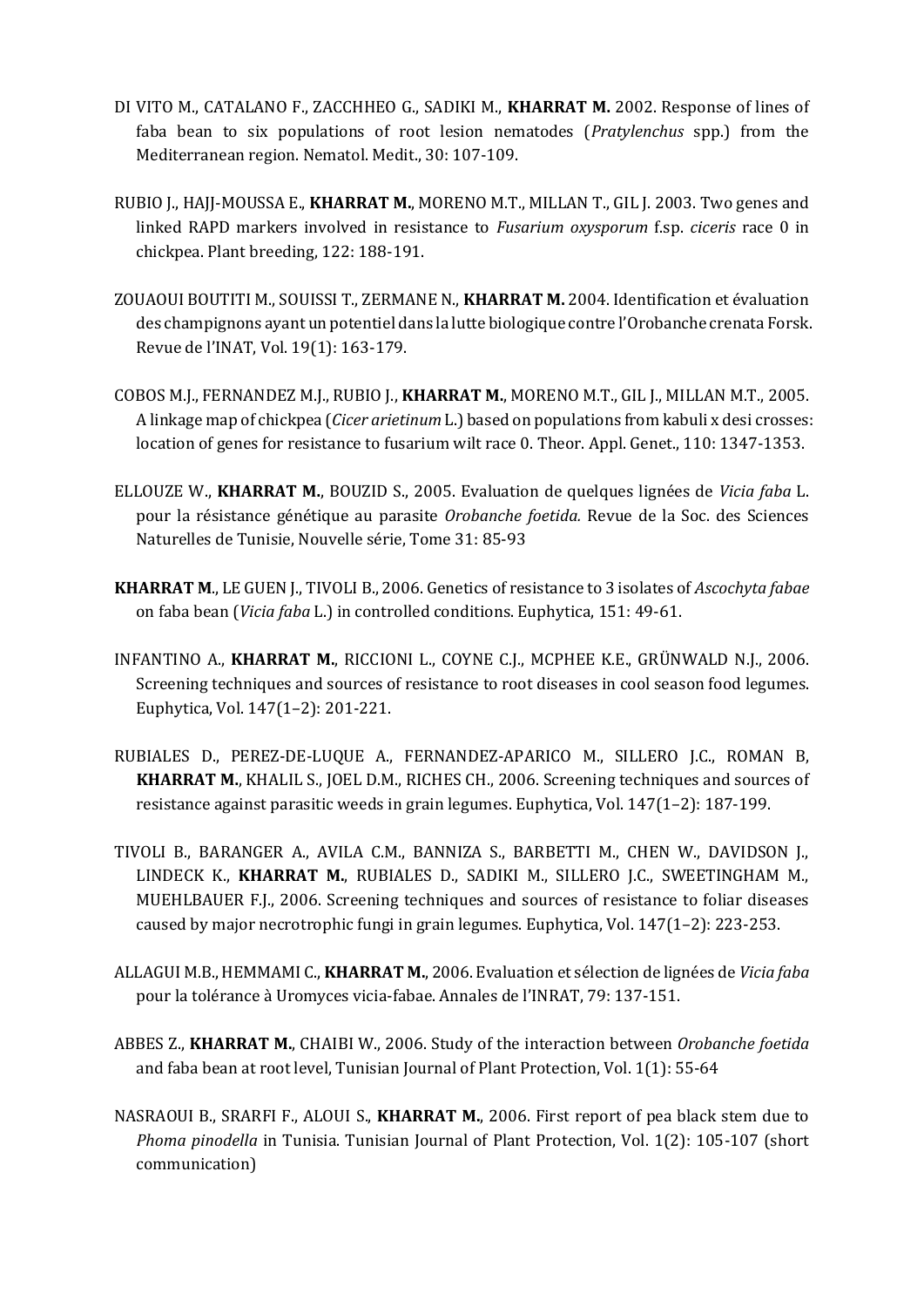DI VITO M., CATALANO F., ZACCHHEO G., SADIKI M., **KHARRAT M.** 2002. Response of lines of faba bean to six populations of root lesion nematodes (*Pratylenchus* spp.) from the Mediterranean region. Nematol. Medit., 30: 107-109.

RUBIO J., HAJJ-MOUSSA E., **KHARRAT M.**, MORENO M.T., MILLAN T., GIL J. 2003. Two genes and linked RAPD markers involved in resistance to *Fusarium oxysporum* f.sp. *ciceris* race 0 in chickpea. Plant breeding, 122: 188-191.

ZOUAOUI BOUTITI M., SOUISSI T., ZERMANE N., **KHARRAT M.** 2004. Identification et évaluation des champignons ayant un potentiel dans la lutte biologique contre l'Orobanche crenata Forsk. Revue de l'INAT, Vol. 19(1): 163-179.

COBOS M.J., FERNANDEZ M.J., RUBIO J., **KHARRAT M.**, MORENO M.T., GIL J., MILLAN M.T., 2005. A linkage map of chickpea (*Cicer arietinum* L.) based on populations from kabuli x desi crosses: location of genes for resistance to fusarium wilt race 0. Theor. Appl. Genet., 110: 1347-1353.

ELLOUZE W., **KHARRAT M.**, BOUZID S., 2005. Evaluation de quelques lignées de *Vicia faba* L. pour la résistance génétique au parasite *Orobanche foetida.* Revue de la Soc. des Sciences Naturelles de Tunisie, Nouvelle série, Tome 31: 85-93

**KHARRAT M.**, LE GUEN J., TIVOLI B., 2006. Genetics of resistance to 3 isolates of *Ascochyta fabae* on faba bean (*Vicia faba* L.) in controlled conditions. Euphytica, 151: 49-61.

INFANTINO A., **KHARRAT M.**, RICCIONI L., COYNE C.J., MCPHEE K.E., GRÜNWALD N.J., 2006. Screening techniques and sources of resistance to root diseases in cool season food legumes. Euphytica, Vol. 147(1–2): 201-221.

RUBIALES D., PEREZ-DE-LUQUE A., FERNANDEZ-APARICO M., SILLERO J.C., ROMAN B, **KHARRAT M.**, KHALIL S., JOEL D.M., RICHES CH., 2006. Screening techniques and sources of resistance against parasitic weeds in grain legumes. Euphytica, Vol. 147(1–2): 187-199.

TIVOLI B., BARANGER A., AVILA C.M., BANNIZA S., BARBETTI M., CHEN W., DAVIDSON J., LINDECK K., **KHARRAT M.**, RUBIALES D., SADIKI M., SILLERO J.C., SWEETINGHAM M., MUEHLBAUER F.J., 2006. Screening techniques and sources of resistance to foliar diseases caused by major necrotrophic fungi in grain legumes. Euphytica, Vol. 147(1–2): 223-253.

ALLAGUI M.B., HEMMAMI C., **KHARRAT M.**, 2006. Evaluation et sélection de lignées de *Vicia faba* pour la tolérance à Uromyces vicia-fabae. Annales de l'INRAT, 79: 137-151.

ABBES Z., **KHARRAT M.**, CHAIBI W., 2006. Study of the interaction between *Orobanche foetida* and faba bean at root level, Tunisian Journal of Plant Protection, Vol. 1(1): 55-64

NASRAOUI B., SRARFI F., ALOUI S., **KHARRAT M.**, 2006. First report of pea black stem due to *Phoma pinodella* in Tunisia. Tunisian Journal of Plant Protection, Vol. 1(2): 105-107 (short communication)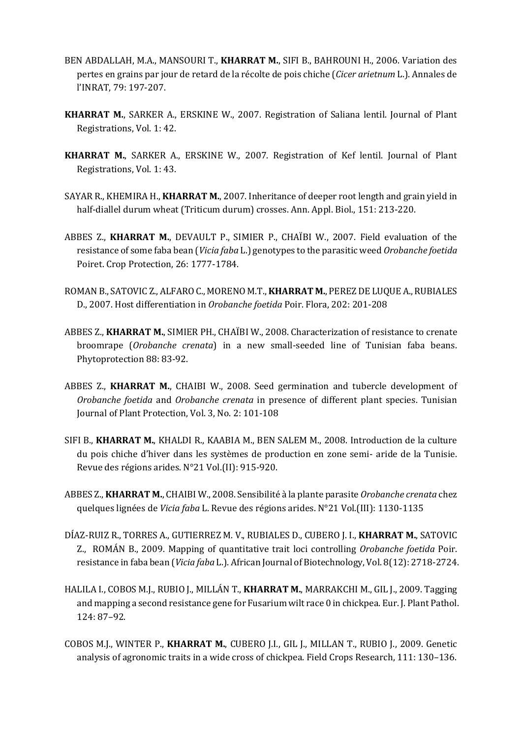BEN ABDALLAH, M.A., MANSOURI T., **KHARRAT M.**, SIFI B., BAHROUNI H., 2006. Variation des pertes en grains par jour de retard de la récolte de pois chiche (*Cicer arietnum* L.). Annales de l'INRAT, 79: 197-207.

**KHARRAT M.**, SARKER A., ERSKINE W., 2007. Registration of Saliana lentil. Journal of Plant Registrations, Vol. 1: 42.

**KHARRAT M.**, SARKER A., ERSKINE W., 2007. Registration of Kef lentil. Journal of Plant Registrations, Vol. 1: 43.

SAYAR R., KHEMIRA H., **KHARRAT M.**, 2007. Inheritance of deeper root length and grain yield in half-diallel durum wheat (Triticum durum) crosses. Ann. Appl. Biol., 151: 213-220.

ABBES Z., **KHARRAT M.**, DEVAULT P., SIMIER P., CHAÏBI W., 2007. Field evaluation of the resistance of some faba bean (*Vicia faba* L.) genotypes to the parasitic weed *Orobanche foetida* Poiret. Crop Protection, 26: 1777-1784.

ROMAN B., SATOVIC Z., ALFARO C., MORENO M.T., **KHARRAT M.**, PEREZ DE LUQUE A., RUBIALES D., 2007. Host differentiation in *Orobanche foetida* Poir. Flora, 202: 201-208

ABBES Z., **KHARRAT M.**, SIMIER PH., CHAÏBI W., 2008. Characterization of resistance to crenate broomrape (*Orobanche crenata*) in a new small-seeded line of Tunisian faba beans. Phytoprotection 88: 83-92.

ABBES Z., **KHARRAT M.**, CHAIBI W., 2008. Seed germination and tubercle development of *Orobanche foetida* and *Orobanche crenata* in presence of different plant species. Tunisian Journal of Plant Protection, Vol. 3, No. 2: 101-108

SIFI B., **KHARRAT M.**, KHALDI R., KAABIA M., BEN SALEM M., 2008. Introduction de la culture du pois chiche d'hiver dans les systèmes de production en zone semi- aride de la Tunisie. Revue des régions arides. N°21 Vol.(II): 915-920.

ABBES Z., **KHARRAT M.**, CHAIBI W., 2008. Sensibilité à la plante parasite *Orobanche crenata* chez quelques lignées de *Vicia faba* L. Revue des régions arides. N°21 Vol.(III): 1130-1135

DÍAZ-RUIZ R., TORRES A., GUTIERREZ M. V., RUBIALES D., CUBERO J. I., **KHARRAT M.**, SATOVIC Z., ROMÁN B., 2009. Mapping of quantitative trait loci controlling *Orobanche foetida* Poir. resistance in faba bean (*Vicia faba* L.). African Journal of Biotechnology, Vol. 8(12): 2718-2724.

HALILA I., COBOS M.J., RUBIO J., MILLÁN T., **KHARRAT M.**, MARRAKCHI M., GIL J., 2009. Tagging and mapping a second resistance gene for Fusarium wilt race 0 in chickpea. Eur. J. Plant Pathol. 124: 87–92.

COBOS M.J., WINTER P., **KHARRAT M.**, CUBERO J.I., GIL J., MILLAN T., RUBIO J., 2009. Genetic analysis of agronomic traits in a wide cross of chickpea. Field Crops Research, 111: 130–136.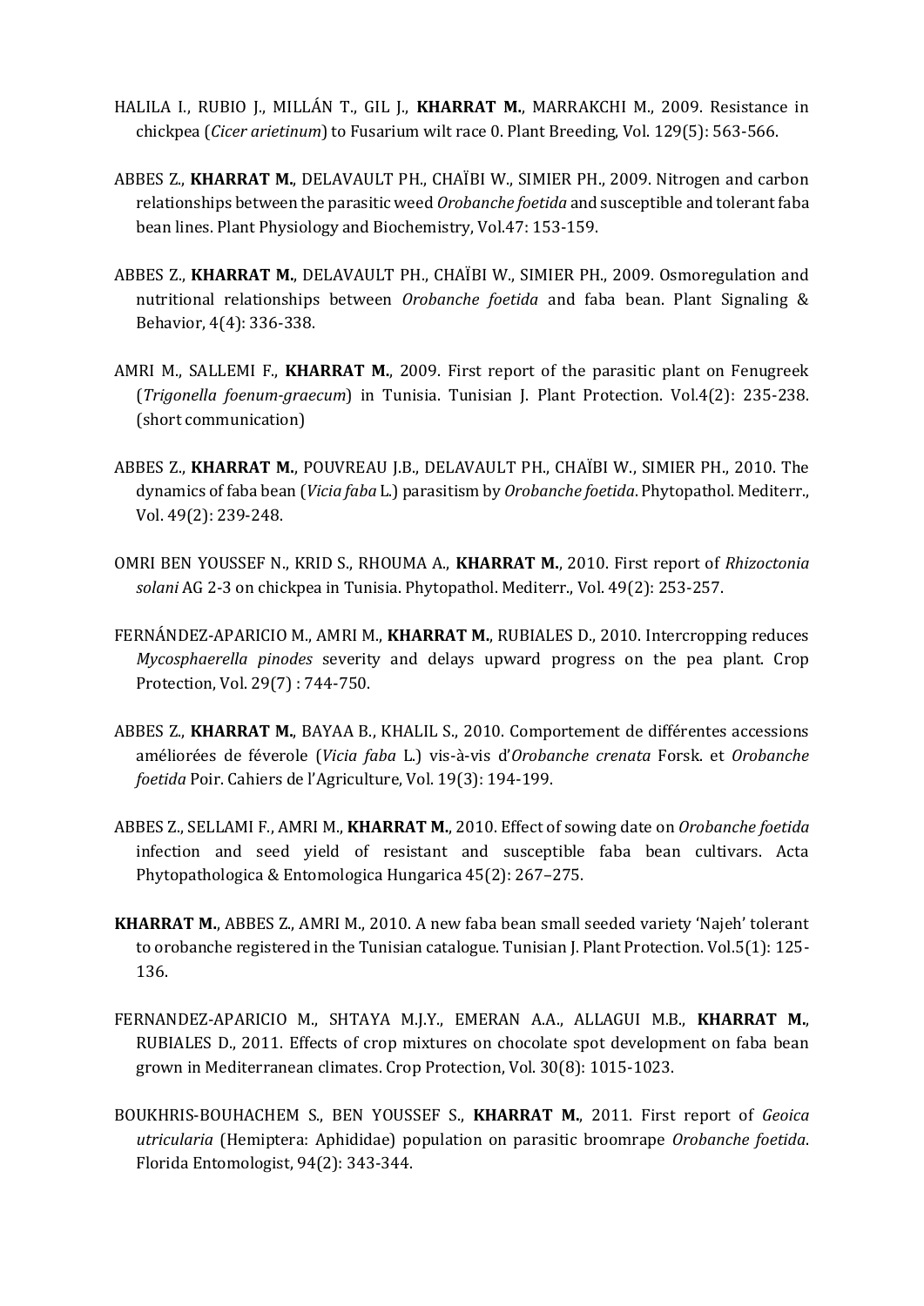HALILA I., RUBIO J., MILLÁN T., GIL J., **KHARRAT M.**, MARRAKCHI M., 2009. Resistance in chickpea (*Cicer arietinum*) to Fusarium wilt race 0. Plant Breeding, Vol. 129(5): 563-566.

ABBES Z., **KHARRAT M.**, DELAVAULT PH., CHAÏBI W., SIMIER PH., 2009. Nitrogen and carbon relationships between the parasitic weed *Orobanche foetida* and susceptible and tolerant faba bean lines. Plant Physiology and Biochemistry, Vol.47: 153-159.

ABBES Z., **KHARRAT M.**, DELAVAULT PH., CHAÏBI W., SIMIER PH., 2009. Osmoregulation and nutritional relationships between *Orobanche foetida* and faba bean. Plant Signaling & Behavior, 4(4): 336-338.

AMRI M., SALLEMI F., **KHARRAT M.**, 2009. First report of the parasitic plant on Fenugreek (*Trigonella foenum-graecum*) in Tunisia. Tunisian J. Plant Protection. Vol.4(2): 235-238. (short communication)

ABBES Z., **KHARRAT M.**, POUVREAU J.B., DELAVAULT PH., CHAÏBI W., SIMIER PH., 2010. The dynamics of faba bean (*Vicia faba* L.) parasitism by *Orobanche foetida*. Phytopathol. Mediterr., Vol. 49(2): 239-248.

OMRI BEN YOUSSEF N., KRID S., RHOUMA A., **KHARRAT M.**, 2010. First report of *Rhizoctonia solani* AG 2-3 on chickpea in Tunisia. Phytopathol. Mediterr., Vol. 49(2): 253-257.

FERNÁNDEZ-APARICIO M., AMRI M., **KHARRAT M.**, RUBIALES D., 2010. Intercropping reduces *Mycosphaerella pinodes* severity and delays upward progress on the pea plant. Crop Protection, Vol. 29(7) : 744-750.

ABBES Z., **KHARRAT M.**, BAYAA B., KHALIL S., 2010. Comportement de différentes accessions améliorées de féverole (*Vicia faba* L.) vis-à-vis d'*Orobanche crenata* Forsk. et *Orobanche foetida* Poir. Cahiers de l'Agriculture, Vol. 19(3): 194-199.

ABBES Z., SELLAMI F., AMRI M., **KHARRAT M.**, 2010. Effect of sowing date on *Orobanche foetida* infection and seed yield of resistant and susceptible faba bean cultivars. Acta Phytopathologica & Entomologica Hungarica 45(2): 267–275.

**KHARRAT M.**, ABBES Z., AMRI M., 2010. A new faba bean small seeded variety 'Najeh' tolerant to orobanche registered in the Tunisian catalogue. Tunisian J. Plant Protection. Vol.5(1): 125-136.

FERNANDEZ-APARICIO M., SHTAYA M.J.Y., EMERAN A.A., ALLAGUI M.B., **KHARRAT M.**, RUBIALES D., 2011. Effects of crop mixtures on chocolate spot development on faba bean grown in Mediterranean climates. Crop Protection, Vol. 30(8): 1015-1023.

BOUKHRIS-BOUHACHEM S., BEN YOUSSEF S., **KHARRAT M.**, 2011. First report of *Geoica utricularia* (Hemiptera: Aphididae) population on parasitic broomrape *Orobanche foetida*. Florida Entomologist, 94(2): 343-344.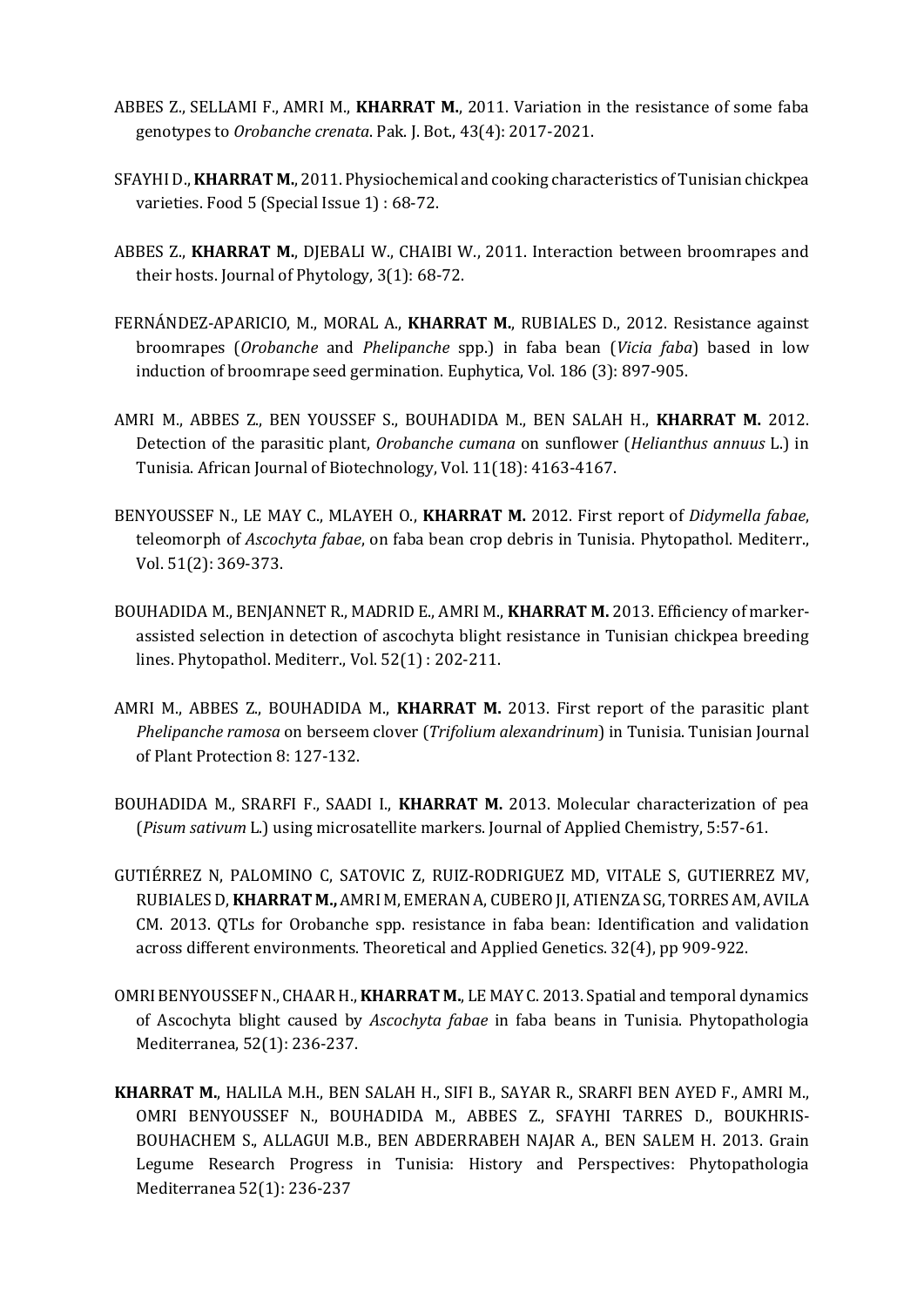ABBES Z., SELLAMI F., AMRI M., **KHARRAT M.**, 2011. Variation in the resistance of some faba genotypes to *Orobanche crenata*. Pak. J. Bot., 43(4): 2017-2021.

SFAYHI D., **KHARRAT M.**, 2011. Physiochemical and cooking characteristics of Tunisian chickpea varieties. Food 5 (Special Issue 1) : 68-72.

ABBES Z., **KHARRAT M.**, DJEBALI W., CHAIBI W., 2011. Interaction between broomrapes and their hosts. Journal of Phytology, 3(1): 68-72.

FERNÁNDEZ-APARICIO, M., MORAL A., **KHARRAT M.**, RUBIALES D., 2012. Resistance against broomrapes (*Orobanche* and *Phelipanche* spp.) in faba bean (*Vicia faba*) based in low induction of broomrape seed germination. Euphytica, Vol. 186 (3): 897-905.

AMRI M., ABBES Z., BEN YOUSSEF S., BOUHADIDA M., BEN SALAH H., **KHARRAT M.** 2012. Detection of the parasitic plant, *Orobanche cumana* on sunflower (*Helianthus annuus* L.) in Tunisia. African Journal of Biotechnology, Vol. 11(18): 4163-4167.

BENYOUSSEF N., LE MAY C., MLAYEH O., **KHARRAT M.** 2012. First report of *Didymella fabae*, teleomorph of *Ascochyta fabae*, on faba bean crop debris in Tunisia. Phytopathol. Mediterr., Vol. 51(2): 369-373.

BOUHADIDA M., BENJANNET R., MADRID E., AMRI M., **KHARRAT M.** 2013. Efficiency of marker-assisted selection in detection of ascochyta blight resistance in Tunisian chickpea breeding lines. Phytopathol. Mediterr., Vol. 52(1) : 202-211.

AMRI M., ABBES Z., BOUHADIDA M., **KHARRAT M.** 2013. First report of the parasitic plant *Phelipanche ramosa* on berseem clover (*Trifolium alexandrinum*) in Tunisia. Tunisian Journal of Plant Protection 8: 127-132.

BOUHADIDA M., SRARFI F., SAADI I., **KHARRAT M.** 2013. Molecular characterization of pea (*Pisum sativum* L.) using microsatellite markers. Journal of Applied Chemistry, 5:57-61.

GUTIÉRREZ N, PALOMINO C, SATOVIC Z, RUIZ-RODRIGUEZ MD, VITALE S, GUTIERREZ MV, RUBIALES D, **KHARRAT M.,** AMRI M, EMERAN A, CUBERO JI, ATIENZA SG, TORRES AM, AVILA CM. 2013. QTLs for Orobanche spp. resistance in faba bean: Identification and validation across different environments. Theoretical and Applied Genetics. 32(4), pp 909-922.

OMRI BENYOUSSEF N., CHAAR H., **KHARRAT M.,** LE MAY C. 2013. Spatial and temporal dynamics of Ascochyta blight caused by *Ascochyta fabae* in faba beans in Tunisia. Phytopathologia Mediterranea, 52(1): 236-237.

**KHARRAT M.**, HALILA M.H., BEN SALAH H., SIFI B., SAYAR R., SRARFI BEN AYED F., AMRI M., OMRI BENYOUSSEF N., BOUHADIDA M., ABBES Z., SFAYHI TARRES D., BOUKHRIS-BOUHACHEM S., ALLAGUI M.B., BEN ABDERRABEH NAJAR A., BEN SALEM H. 2013. Grain Legume Research Progress in Tunisia: History and Perspectives: Phytopathologia Mediterranea 52(1): 236-237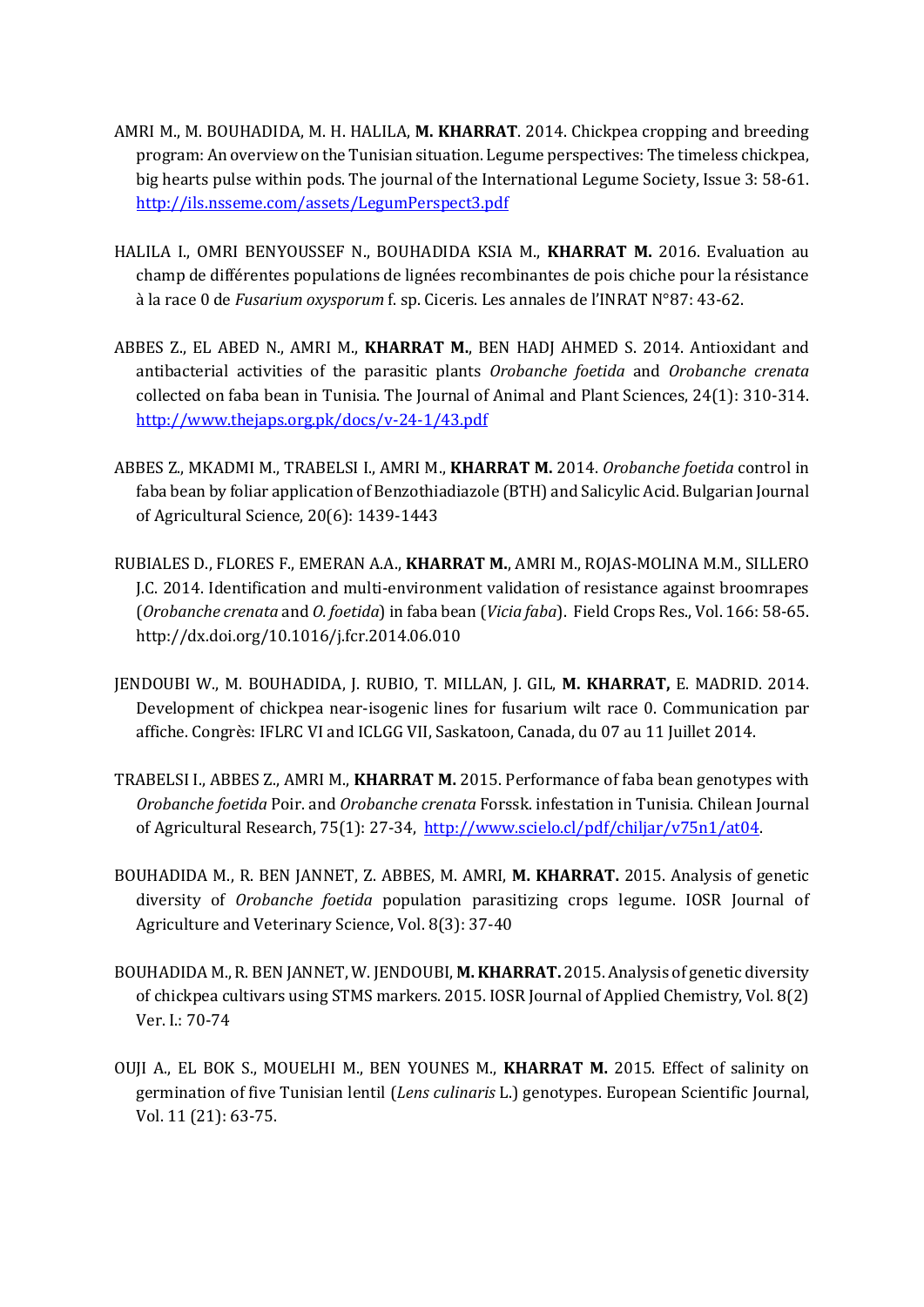AMRI M., M. BOUHADIDA, M. H. HALILA, **M. KHARRAT**. 2014. Chickpea cropping and breeding program: An overview on the Tunisian situation. Legume perspectives: The timeless chickpea, big hearts pulse within pods. The journal of the International Legume Society, Issue 3: 58-61. http://ils.nsseme.com/assets/LegumPerspect3.pdf

HALILA I., OMRI BENYOUSSEF N., BOUHADIDA KSIA M., **KHARRAT M.** 2016. Evaluation au champ de différentes populations de lignées recombinantes de pois chiche pour la résistance à la race 0 de *Fusarium oxysporum* f. sp. Ciceris. Les annales de l'INRAT N°87: 43-62.

ABBES Z., EL ABED N., AMRI M., **KHARRAT M.**, BEN HADJ AHMED S. 2014. Antioxidant and antibacterial activities of the parasitic plants *Orobanche foetida* and *Orobanche crenata* collected on faba bean in Tunisia. The Journal of Animal and Plant Sciences, 24(1): 310-314. http://www.thejaps.org.pk/docs/v-24-1/43.pdf

ABBES Z., MKADMI M., TRABELSI I., AMRI M., **KHARRAT M.** 2014. *Orobanche foetida* control in faba bean by foliar application of Benzothiadiazole (BTH) and Salicylic Acid. Bulgarian Journal of Agricultural Science, 20(6): 1439-1443

RUBIALES D., FLORES F., EMERAN A.A., **KHARRAT M.**, AMRI M., ROJAS-MOLINA M.M., SILLERO J.C. 2014. Identification and multi-environment validation of resistance against broomrapes (*Orobanche crenata* and *O. foetida*) in faba bean (*Vicia faba*). Field Crops Res., Vol. 166: 58-65. http://dx.doi.org/10.1016/j.fcr.2014.06.010

JENDOUBI W., M. BOUHADIDA, J. RUBIO, T. MILLAN, J. GIL, **M. KHARRAT,** E. MADRID. 2014. Development of chickpea near-isogenic lines for fusarium wilt race 0. Communication par affiche. Congrès: IFLRC VI and ICLGG VII, Saskatoon, Canada, du 07 au 11 Juillet 2014.

TRABELSI I., ABBES Z., AMRI M., **KHARRAT M.** 2015. Performance of faba bean genotypes with *Orobanche foetida* Poir. and *Orobanche crenata* Forssk. infestation in Tunisia. Chilean Journal of Agricultural Research, 75(1): 27-34, http://www.scielo.cl/pdf/chiljar/v75n1/at04.

BOUHADIDA M., R. BEN JANNET, Z. ABBES, M. AMRI, **M. KHARRAT.** 2015. Analysis of genetic diversity of *Orobanche foetida* population parasitizing crops legume. IOSR Journal of Agriculture and Veterinary Science, Vol. 8(3): 37-40

BOUHADIDA M., R. BEN JANNET, W. JENDOUBI, **M. KHARRAT.** 2015. Analysis of genetic diversity of chickpea cultivars using STMS markers. 2015. IOSR Journal of Applied Chemistry, Vol. 8(2) Ver. I.: 70-74

OUJI A., EL BOK S., MOUELHI M., BEN YOUNES M., **KHARRAT M.** 2015. Effect of salinity on germination of five Tunisian lentil (*Lens culinaris* L.) genotypes. European Scientific Journal, Vol. 11 (21): 63-75.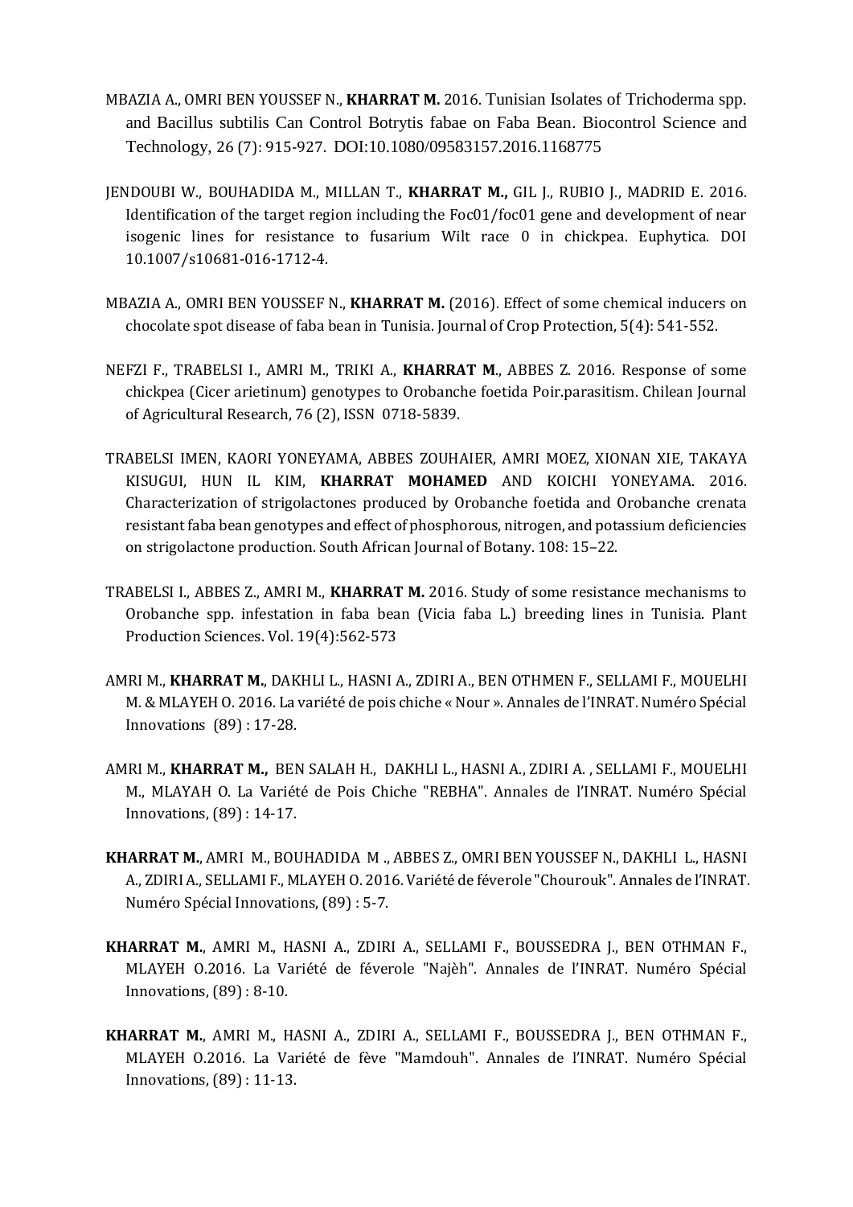MBAZIA A., OMRI BEN YOUSSEF N., **KHARRAT M.** 2016. Tunisian Isolates of Trichoderma spp. and Bacillus subtilis Can Control Botrytis fabae on Faba Bean. Biocontrol Science and Technology, 26 (7): 915-927. DOI:10.1080/09583157.2016.1168775

JENDOUBI W., BOUHADIDA M., MILLAN T., **KHARRAT M.,** GIL J., RUBIO J., MADRID E. 2016. Identification of the target region including the Foc01/foc01 gene and development of near isogenic lines for resistance to fusarium Wilt race 0 in chickpea. Euphytica. DOI 10.1007/s10681-016-1712-4.

MBAZIA A., OMRI BEN YOUSSEF N., **KHARRAT M.** (2016). Effect of some chemical inducers on chocolate spot disease of faba bean in Tunisia. Journal of Crop Protection, 5(4): 541-552.

NEFZI F., TRABELSI I., AMRI M., TRIKI A., **KHARRAT M**., ABBES Z. 2016. Response of some chickpea (Cicer arietinum) genotypes to Orobanche foetida Poir.parasitism. Chilean Journal of Agricultural Research, 76 (2), ISSN 0718-5839.

TRABELSI IMEN, KAORI YONEYAMA, ABBES ZOUHAIER, AMRI MOEZ, XIONAN XIE, TAKAYA KISUGUI, HUN IL KIM, **KHARRAT MOHAMED** AND KOICHI YONEYAMA. 2016. Characterization of strigolactones produced by Orobanche foetida and Orobanche crenata resistant faba bean genotypes and effect of phosphorous, nitrogen, and potassium deficiencies on strigolactone production. South African Journal of Botany. 108: 15–22.

TRABELSI I., ABBES Z., AMRI M., **KHARRAT M.** 2016. Study of some resistance mechanisms to Orobanche spp. infestation in faba bean (Vicia faba L.) breeding lines in Tunisia. Plant Production Sciences. Vol. 19(4):562-573

AMRI M., **KHARRAT M.**, DAKHLI L., HASNI A., ZDIRI A., BEN OTHMEN F., SELLAMI F., MOUELHI M. & MLAYEH O. 2016. La variété de pois chiche « Nour ». Annales de l'INRAT. Numéro Spécial Innovations (89) : 17-28.

AMRI M., **KHARRAT M.,** BEN SALAH H., DAKHLI L., HASNI A., ZDIRI A. , SELLAMI F., MOUELHI M., MLAYAH O. La Variété de Pois Chiche "REBHA". Annales de l'INRAT. Numéro Spécial Innovations, (89) : 14-17.

**KHARRAT M.**, AMRI M., BOUHADIDA M ., ABBES Z., OMRI BEN YOUSSEF N., DAKHLI L., HASNI A., ZDIRI A., SELLAMI F., MLAYEH O. 2016. Variété de féverole "Chourouk". Annales de l'INRAT. Numéro Spécial Innovations, (89) : 5-7.

**KHARRAT M.**, AMRI M., HASNI A., ZDIRI A., SELLAMI F., BOUSSEDRA J., BEN OTHMAN F., MLAYEH O.2016. La Variété de féverole "Najèh". Annales de l'INRAT. Numéro Spécial Innovations, (89) : 8-10.

**KHARRAT M.**, AMRI M., HASNI A., ZDIRI A., SELLAMI F., BOUSSEDRA J., BEN OTHMAN F., MLAYEH O.2016. La Variété de fève "Mamdouh". Annales de l'INRAT. Numéro Spécial Innovations, (89) : 11-13.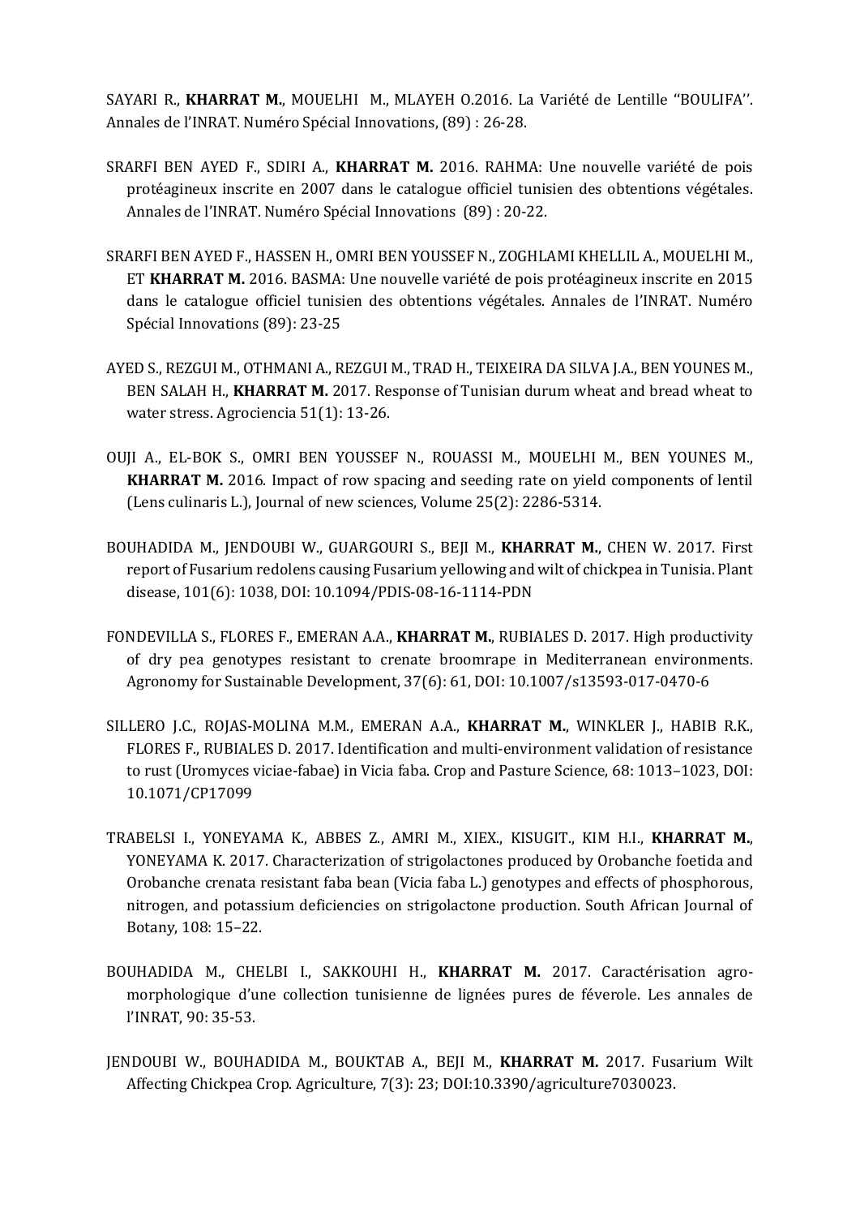SAYARI R., **KHARRAT M.**, MOUELHI M., MLAYEH O.2016. La Variété de Lentille ''BOULIFA''. Annales de l'INRAT. Numéro Spécial Innovations, (89) : 26-28.

SRARFI BEN AYED F., SDIRI A., **KHARRAT M.** 2016. RAHMA: Une nouvelle variété de pois protéagineux inscrite en 2007 dans le catalogue officiel tunisien des obtentions végétales. Annales de l'INRAT. Numéro Spécial Innovations (89) : 20-22.

SRARFI BEN AYED F., HASSEN H., OMRI BEN YOUSSEF N., ZOGHLAMI KHELLIL A., MOUELHI M., ET **KHARRAT M.** 2016. BASMA: Une nouvelle variété de pois protéagineux inscrite en 2015 dans le catalogue officiel tunisien des obtentions végétales. Annales de l'INRAT. Numéro Spécial Innovations (89): 23-25

AYED S., REZGUI M., OTHMANI A., REZGUI M., TRAD H., TEIXEIRA DA SILVA J.A., BEN YOUNES M., BEN SALAH H., **KHARRAT M.** 2017. Response of Tunisian durum wheat and bread wheat to water stress. Agrociencia 51(1): 13-26.

OUJI A., EL-BOK S., OMRI BEN YOUSSEF N., ROUASSI M., MOUELHI M., BEN YOUNES M., **KHARRAT M.** 2016. Impact of row spacing and seeding rate on yield components of lentil (Lens culinaris L.), Journal of new sciences, Volume 25(2): 2286-5314.

BOUHADIDA M., JENDOUBI W., GUARGOURI S., BEJI M., **KHARRAT M.**, CHEN W. 2017. First report of Fusarium redolens causing Fusarium yellowing and wilt of chickpea in Tunisia. Plant disease, 101(6): 1038, DOI: 10.1094/PDIS-08-16-1114-PDN

FONDEVILLA S., FLORES F., EMERAN A.A., **KHARRAT M.**, RUBIALES D. 2017. High productivity of dry pea genotypes resistant to crenate broomrape in Mediterranean environments. Agronomy for Sustainable Development, 37(6): 61, DOI: 10.1007/s13593-017-0470-6

SILLERO J.C., ROJAS-MOLINA M.M., EMERAN A.A., **KHARRAT M.**, WINKLER J., HABIB R.K., FLORES F., RUBIALES D. 2017. Identification and multi-environment validation of resistance to rust (Uromyces viciae-fabae) in Vicia faba. Crop and Pasture Science, 68: 1013–1023, DOI: 10.1071/CP17099

TRABELSI I., YONEYAMA K., ABBES Z., AMRI M., XIEX., KISUGIT., KIM H.I., **KHARRAT M.**, YONEYAMA K. 2017. Characterization of strigolactones produced by Orobanche foetida and Orobanche crenata resistant faba bean (Vicia faba L.) genotypes and effects of phosphorous, nitrogen, and potassium deficiencies on strigolactone production. South African Journal of Botany, 108: 15–22.

BOUHADIDA M., CHELBI I., SAKKOUHI H., **KHARRAT M.** 2017. Caractérisation agro-morphologique d'une collection tunisienne de lignées pures de féverole. Les annales de l'INRAT, 90: 35-53.

JENDOUBI W., BOUHADIDA M., BOUKTAB A., BEJI M., **KHARRAT M.** 2017. Fusarium Wilt Affecting Chickpea Crop. Agriculture, 7(3): 23; DOI:10.3390/agriculture7030023.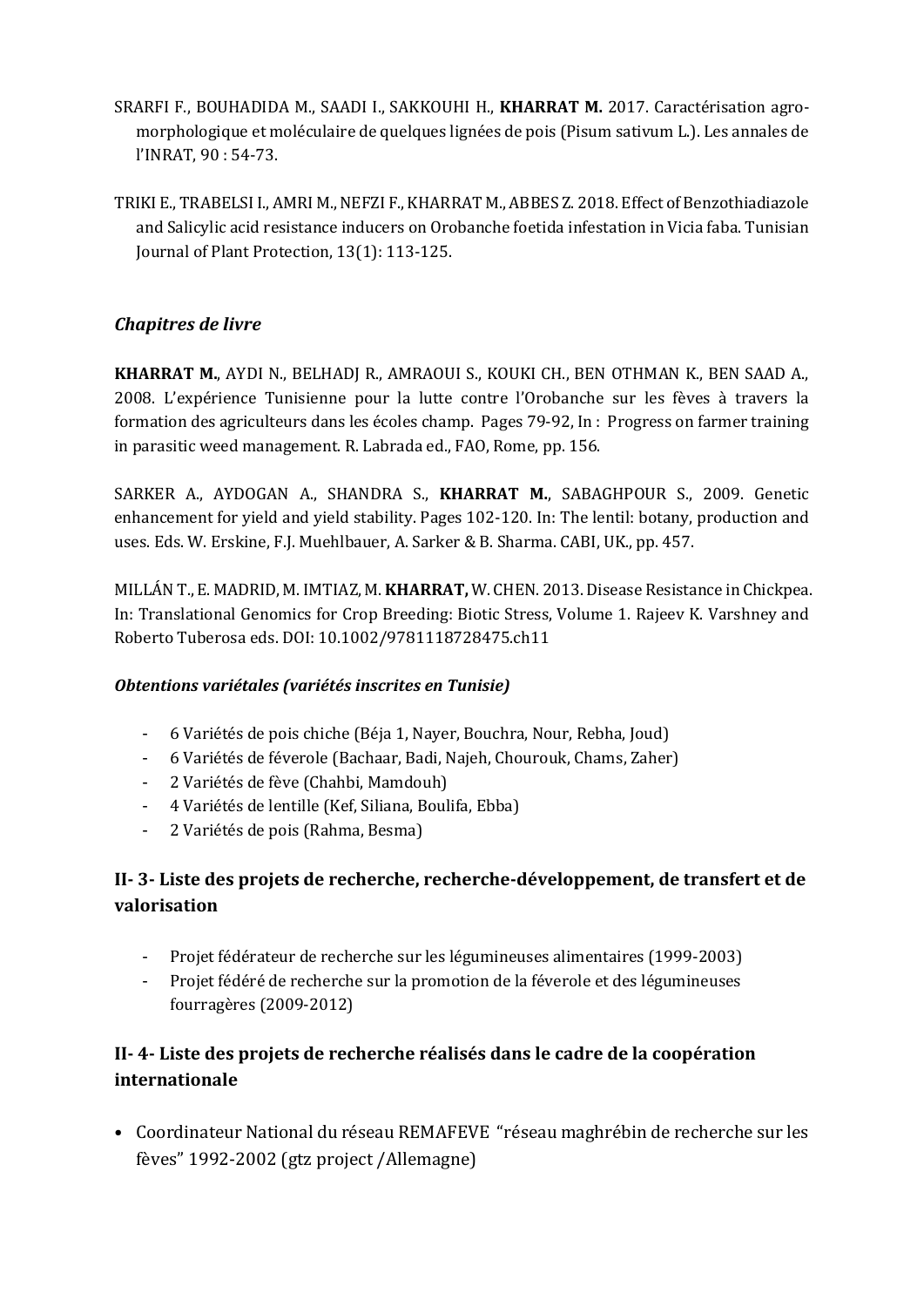SRARFI F., BOUHADIDA M., SAADI I., SAKKOUHI H., **KHARRAT M.** 2017. Caractérisation agro-morphologique et moléculaire de quelques lignées de pois (Pisum sativum L.). Les annales de l'INRAT, 90 : 54-73.

TRIKI E., TRABELSI I., AMRI M., NEFZI F., KHARRAT M., ABBES Z. 2018. Effect of Benzothiadiazole and Salicylic acid resistance inducers on Orobanche foetida infestation in Vicia faba. Tunisian Journal of Plant Protection, 13(1): 113-125.

### *Chapitres de livre*

**KHARRAT M.**, AYDI N., BELHADJ R., AMRAOUI S., KOUKI CH., BEN OTHMAN K., BEN SAAD A., 2008. L'expérience Tunisienne pour la lutte contre l'Orobanche sur les fèves à travers la formation des agriculteurs dans les écoles champ. Pages 79-92, In : Progress on farmer training in parasitic weed management. R. Labrada ed., FAO, Rome, pp. 156.

SARKER A., AYDOGAN A., SHANDRA S., **KHARRAT M.**, SABAGHPOUR S., 2009. Genetic enhancement for yield and yield stability. Pages 102-120. In: The lentil: botany, production and uses. Eds. W. Erskine, F.J. Muehlbauer, A. Sarker & B. Sharma. CABI, UK., pp. 457.

MILLÁN T., E. MADRID, M. IMTIAZ, M. **KHARRAT,** W. CHEN. 2013. Disease Resistance in Chickpea. In: Translational Genomics for Crop Breeding: Biotic Stress, Volume 1. Rajeev K. Varshney and Roberto Tuberosa eds. DOI: 10.1002/9781118728475.ch11

#### ***Obtentions variétales (variétés inscrites en Tunisie)***

- 6 Variétés de pois chiche (Béja 1, Nayer, Bouchra, Nour, Rebha, Joud)
- 6 Variétés de féverole (Bachaar, Badi, Najeh, Chourouk, Chams, Zaher)
- 2 Variétés de fève (Chahbi, Mamdouh)
- 4 Variétés de lentille (Kef, Siliana, Boulifa, Ebba)
- 2 Variétés de pois (Rahma, Besma)

## II- 3- Liste des projets de recherche, recherche-développement, de transfert et de valorisation

- Projet fédérateur de recherche sur les légumineuses alimentaires (1999-2003)
- Projet fédéré de recherche sur la promotion de la féverole et des légumineuses fourragères (2009-2012)

## II- 4- Liste des projets de recherche réalisés dans le cadre de la coopération internationale

- Coordinateur National du réseau REMAFEVE "réseau maghrébin de recherche sur les fèves" 1992-2002 (gtz project /Allemagne)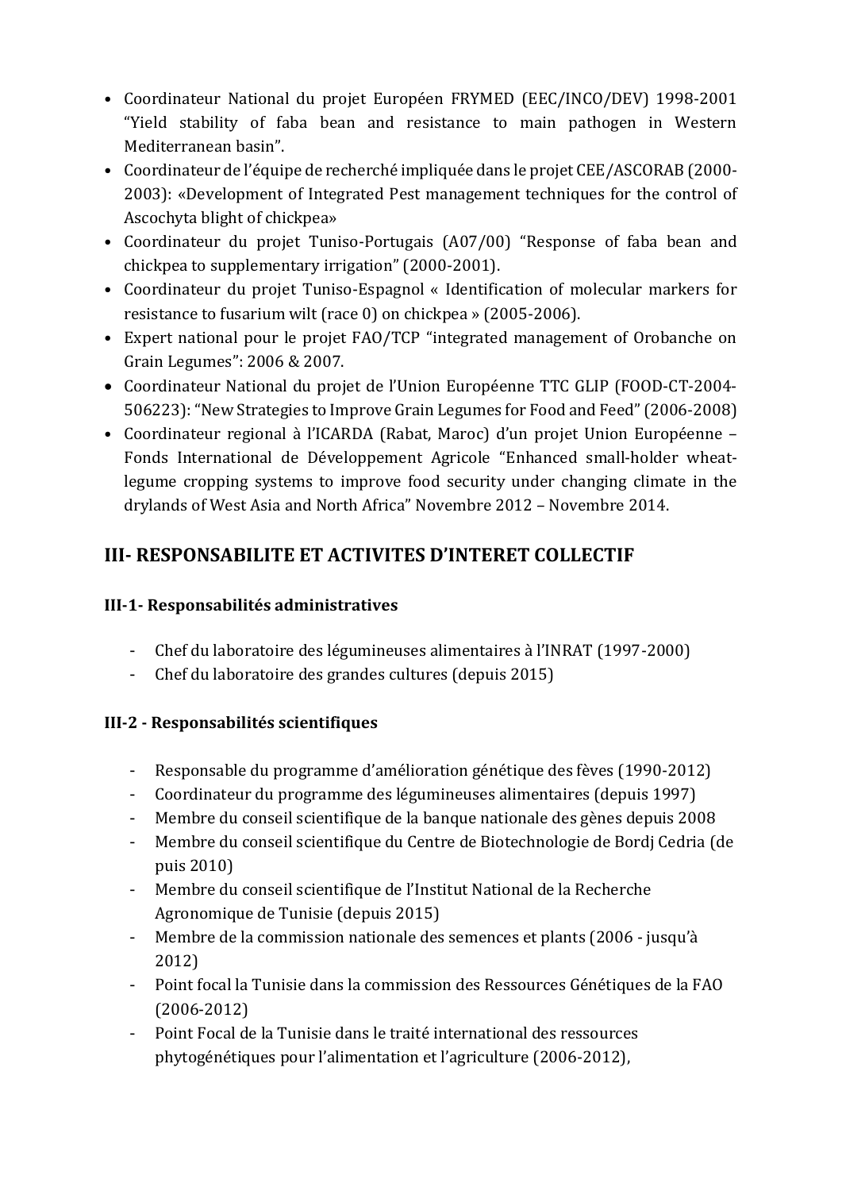- Coordinateur National du projet Européen FRYMED (EEC/INCO/DEV) 1998-2001 "Yield stability of faba bean and resistance to main pathogen in Western Mediterranean basin".
- Coordinateur de l'équipe de recherché impliquée dans le projet CEE/ASCORAB (2000-2003): «Development of Integrated Pest management techniques for the control of Ascochyta blight of chickpea»
- Coordinateur du projet Tuniso-Portugais (A07/00) "Response of faba bean and chickpea to supplementary irrigation" (2000-2001).
- Coordinateur du projet Tuniso-Espagnol « Identification of molecular markers for resistance to fusarium wilt (race 0) on chickpea » (2005-2006).
- Expert national pour le projet FAO/TCP "integrated management of Orobanche on Grain Legumes": 2006 & 2007.
- Coordinateur National du projet de l'Union Européenne TTC GLIP (FOOD-CT-2004-506223): "New Strategies to Improve Grain Legumes for Food and Feed" (2006-2008)
- Coordinateur regional à l'ICARDA (Rabat, Maroc) d'un projet Union Européenne – Fonds International de Développement Agricole "Enhanced small-holder wheat-legume cropping systems to improve food security under changing climate in the drylands of West Asia and North Africa" Novembre 2012 – Novembre 2014.

## III- RESPONSABILITE ET ACTIVITES D'INTERET COLLECTIF

### III-1- Responsabilités administratives

- Chef du laboratoire des légumineuses alimentaires à l'INRAT (1997-2000)
- Chef du laboratoire des grandes cultures (depuis 2015)

### III-2 - Responsabilités scientifiques

- Responsable du programme d'amélioration génétique des fèves (1990-2012)
- Coordinateur du programme des légumineuses alimentaires (depuis 1997)
- Membre du conseil scientifique de la banque nationale des gènes depuis 2008
- Membre du conseil scientifique du Centre de Biotechnologie de Bordj Cedria (de puis 2010)
- Membre du conseil scientifique de l'Institut National de la Recherche Agronomique de Tunisie (depuis 2015)
- Membre de la commission nationale des semences et plants (2006 - jusqu'à 2012)
- Point focal la Tunisie dans la commission des Ressources Génétiques de la FAO (2006-2012)
- Point Focal de la Tunisie dans le traité international des ressources phytogénétiques pour l'alimentation et l'agriculture (2006-2012),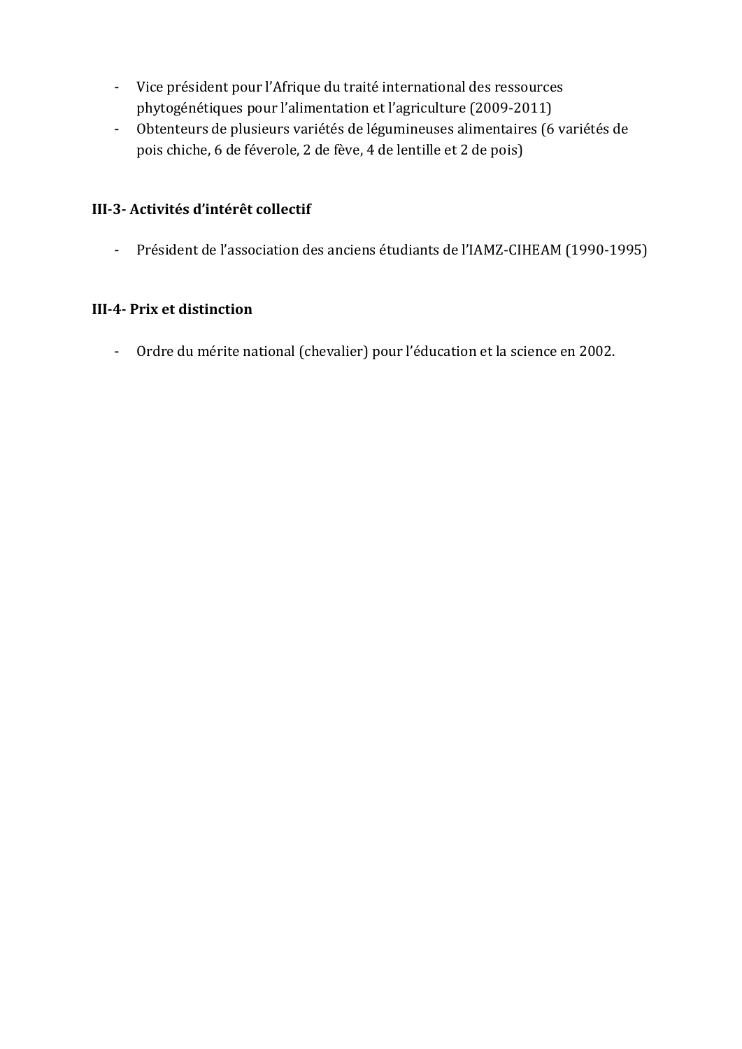- Vice président pour l'Afrique du traité international des ressources phytogénétiques pour l'alimentation et l'agriculture (2009-2011)
- Obtenteurs de plusieurs variétés de légumineuses alimentaires (6 variétés de pois chiche, 6 de féverole, 2 de fève, 4 de lentille et 2 de pois)

### III-3- Activités d'intérêt collectif

- Président de l'association des anciens étudiants de l'IAMZ-CIHEAM (1990-1995)

### III-4- Prix et distinction

- Ordre du mérite national (chevalier) pour l'éducation et la science en 2002.